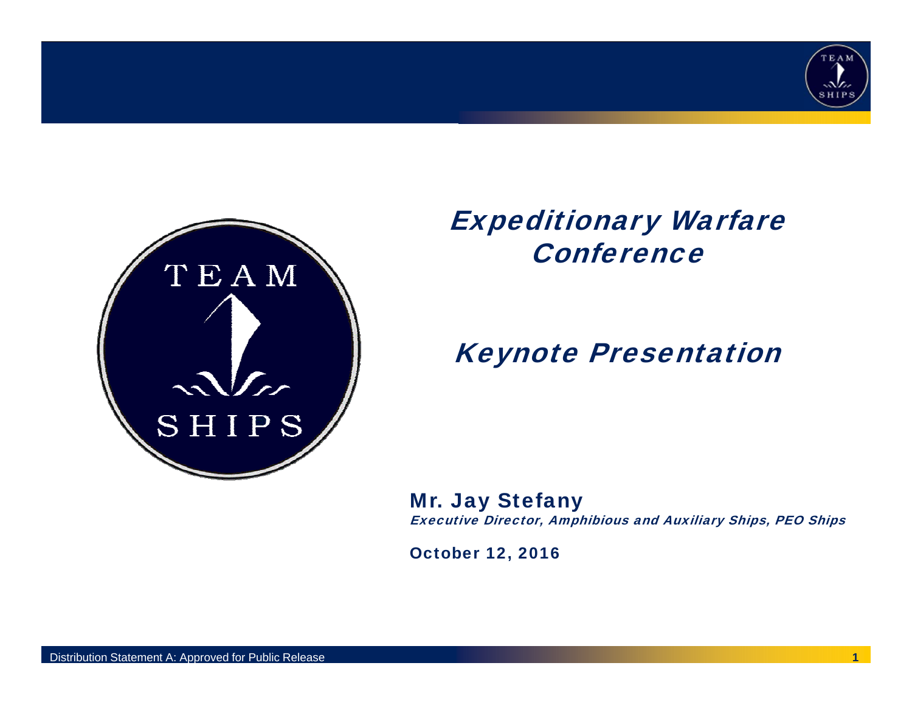# Expeditionary Warfare Conference

## Keynote Presentation

**Mr. Jay Stefany**
*Executive Director, Amphibious and Auxiliary Ships, PEO Ships*

**October 12, 2016**

Distribution Statement A: Approved for Public Release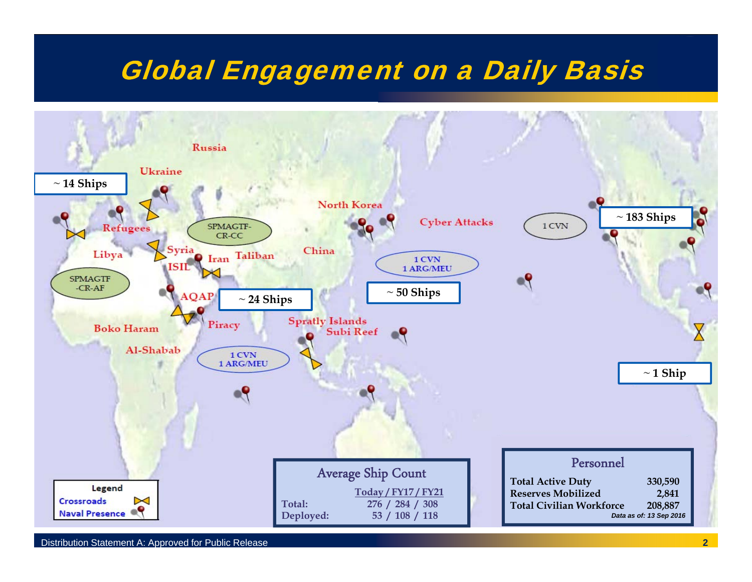# Global Engagement on a Daily Basis

Russia

Ukraine

~ 14 Ships

Refugees

Libya

Syria

ISIL

Iran

Taliban

SPMAGTF-CR-CC

SPMAGTF-CR-AF

AQAP

~ 24 Ships

Piracy

Boko Haram

Al-Shabab

1 CVN
1 ARG/MEU

North Korea

China

Cyber Attacks

1 CVN
1 ARG/MEU

~ 50 Ships

Spratly Islands

Subi Reef

1 CVN

~ 183 Ships

~ 1 Ship

**Legend**

- Crossroads
- Naval Presence

**Average Ship Count**

| | Today / FY17 / FY21 |
|---|---|
| Total: | 276 / 284 / 308 |
| Deployed: | 53 / 108 / 118 |

**Personnel**

| | |
|---|---|
| Total Active Duty | 330,590 |
| Reserves Mobilized | 2,841 |
| Total Civilian Workforce | 208,887 |

*Data as of: 13 Sep 2016*

Distribution Statement A: Approved for Public Release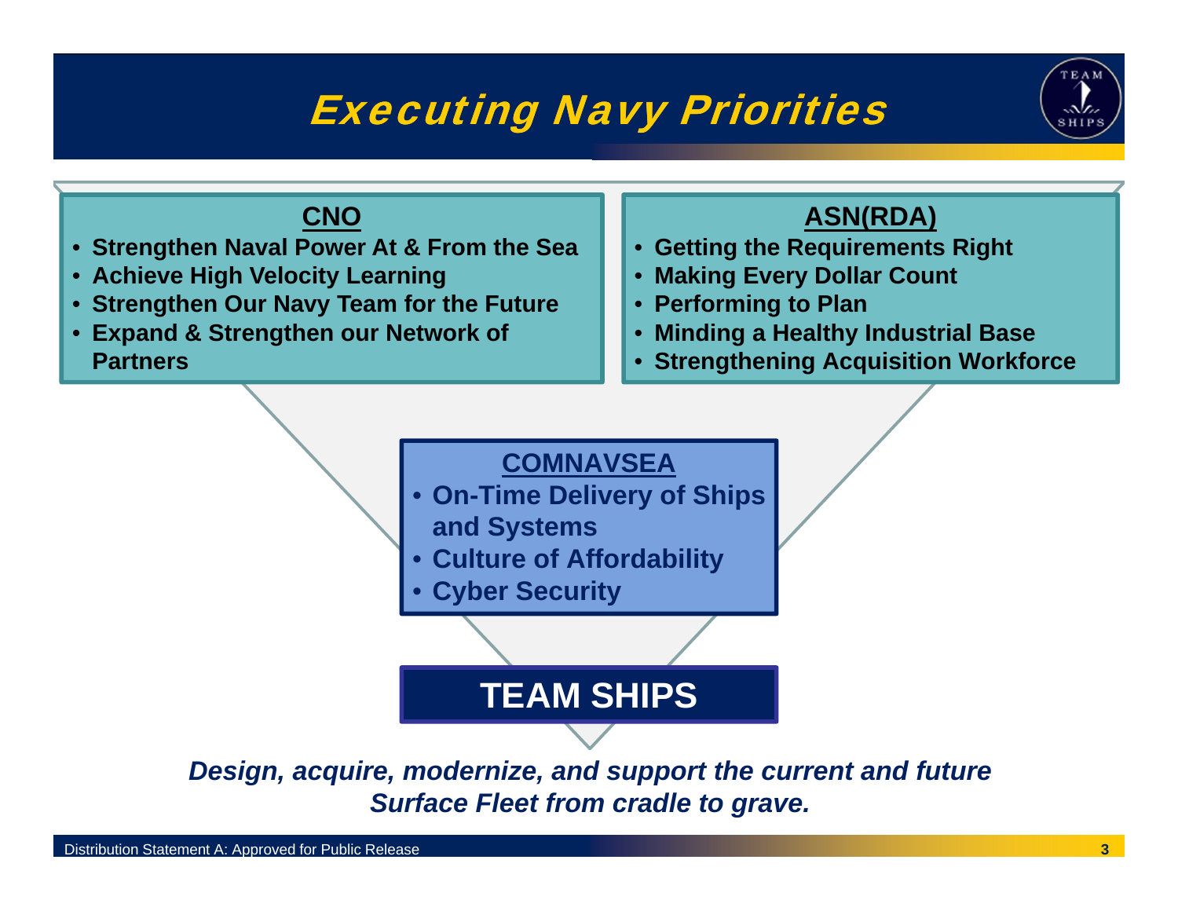# Executing Navy Priorities

## CNO

- Strengthen Naval Power At & From the Sea
- Achieve High Velocity Learning
- Strengthen Our Navy Team for the Future
- Expand & Strengthen our Network of Partners

## ASN(RDA)

- Getting the Requirements Right
- Making Every Dollar Count
- Performing to Plan
- Minding a Healthy Industrial Base
- Strengthening Acquisition Workforce

## COMNAVSEA

- On-Time Delivery of Ships and Systems
- Culture of Affordability
- Cyber Security

## TEAM SHIPS

***Design, acquire, modernize, and support the current and future Surface Fleet from cradle to grave.***

Distribution Statement A: Approved for Public Release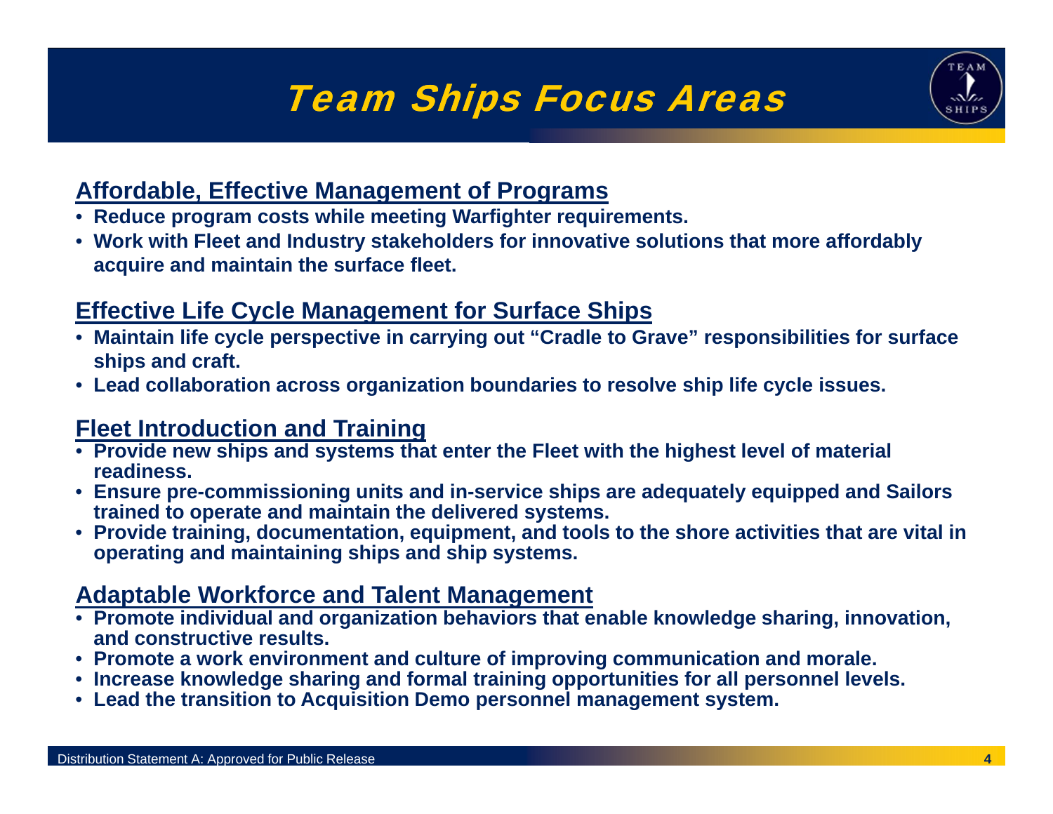# Team Ships Focus Areas

## Affordable, Effective Management of Programs

- **Reduce program costs while meeting Warfighter requirements.**
- **Work with Fleet and Industry stakeholders for innovative solutions that more affordably acquire and maintain the surface fleet.**

## Effective Life Cycle Management for Surface Ships

- **Maintain life cycle perspective in carrying out "Cradle to Grave" responsibilities for surface ships and craft.**
- **Lead collaboration across organization boundaries to resolve ship life cycle issues.**

## Fleet Introduction and Training

- **Provide new ships and systems that enter the Fleet with the highest level of material readiness.**
- **Ensure pre-commissioning units and in-service ships are adequately equipped and Sailors trained to operate and maintain the delivered systems.**
- **Provide training, documentation, equipment, and tools to the shore activities that are vital in operating and maintaining ships and ship systems.**

## Adaptable Workforce and Talent Management

- **Promote individual and organization behaviors that enable knowledge sharing, innovation, and constructive results.**
- **Promote a work environment and culture of improving communication and morale.**
- **Increase knowledge sharing and formal training opportunities for all personnel levels.**
- **Lead the transition to Acquisition Demo personnel management system.**

Distribution Statement A: Approved for Public Release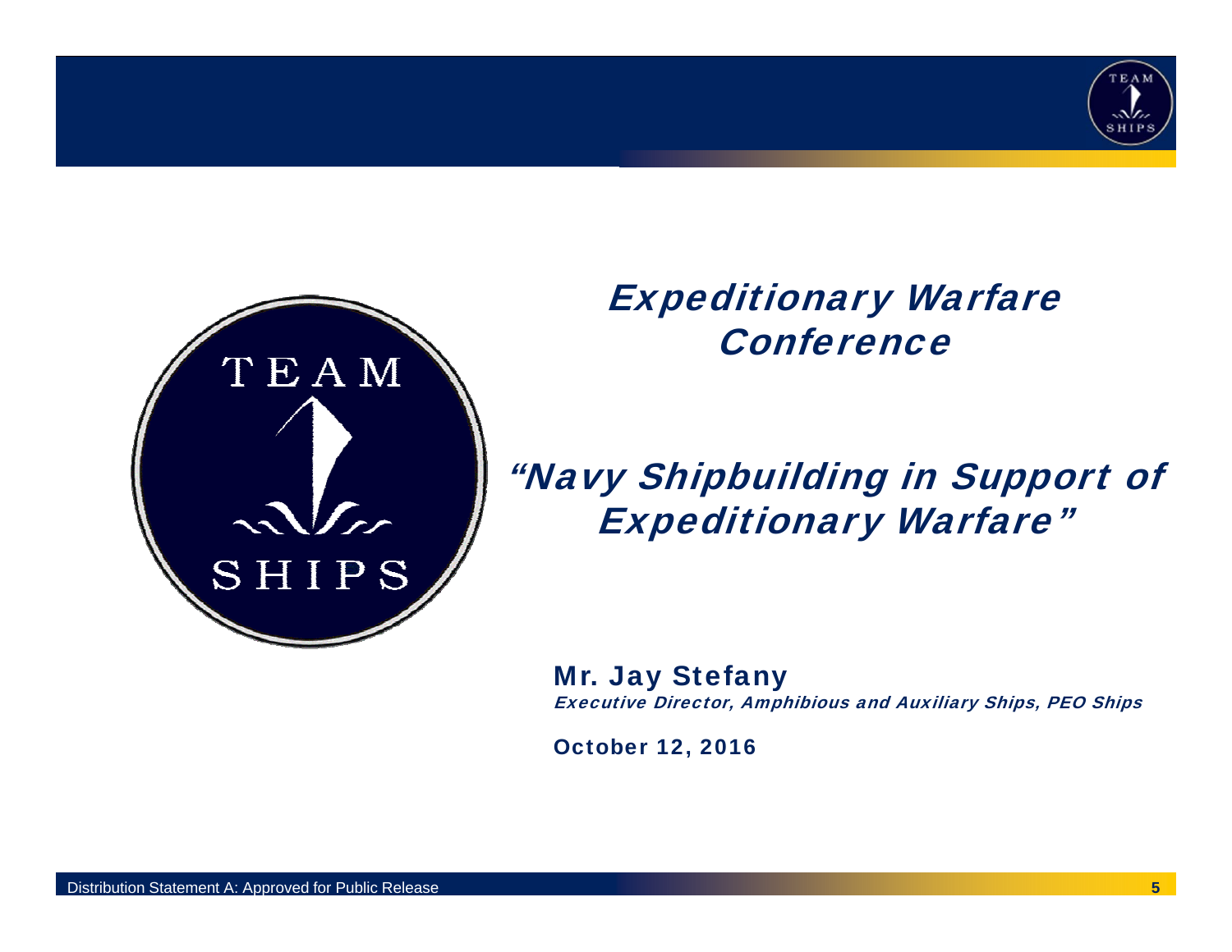# Expeditionary Warfare Conference

## *"Navy Shipbuilding in Support of Expeditionary Warfare"*

**Mr. Jay Stefany**

*Executive Director, Amphibious and Auxiliary Ships, PEO Ships*

**October 12, 2016**

Distribution Statement A: Approved for Public Release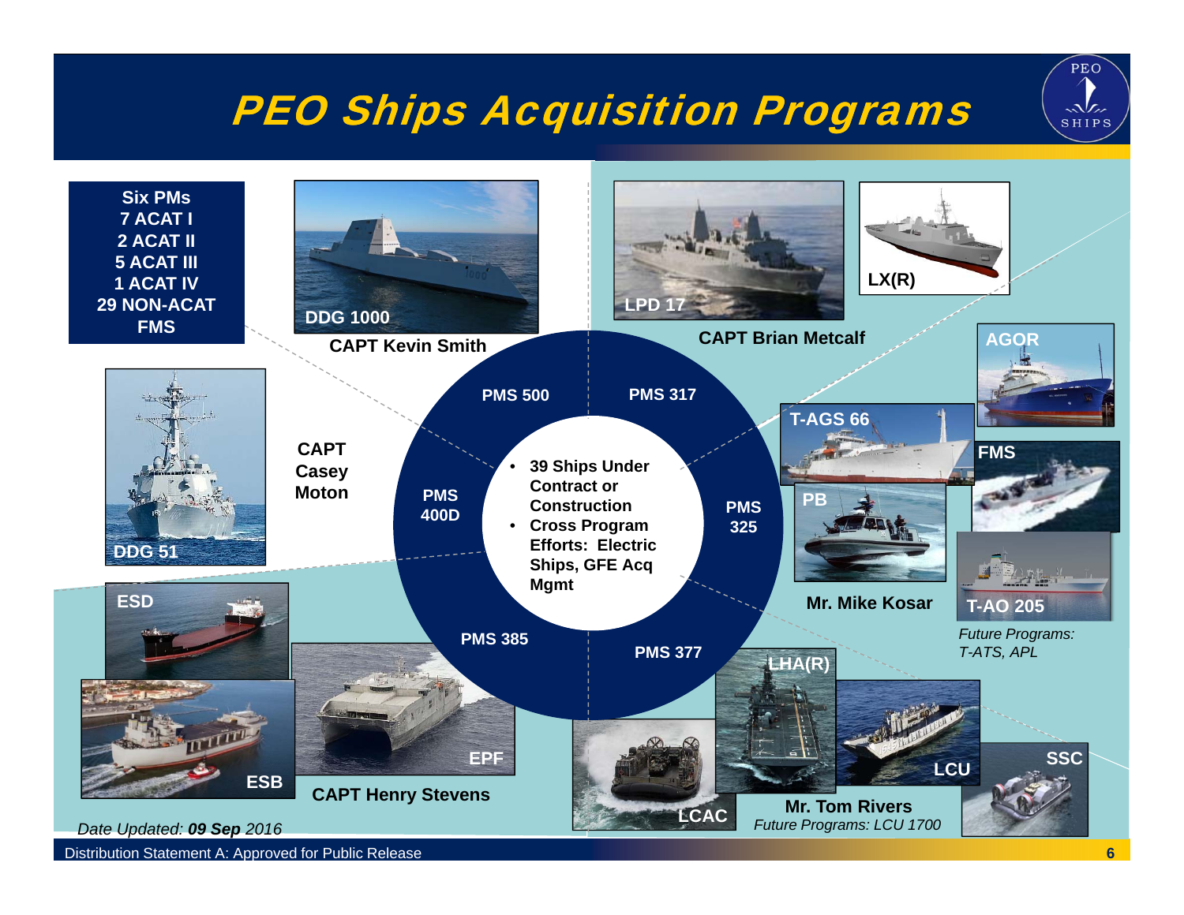# PEO Ships Acquisition Programs

**Six PMs**
**7 ACAT I**
**2 ACAT II**
**5 ACAT III**
**1 ACAT IV**
**29 NON-ACAT**
**FMS**

**DDG 1000**

**CAPT Kevin Smith**

**PMS 500**

**DDG 51**

**CAPT Casey Moton**

**PMS 400D**

**LPD 17**

**LX(R)**

**CAPT Brian Metcalf**

**PMS 317**

**AGOR**

**T-AGS 66**

**FMS**

**PB**

**T-AO 205**

**PMS 325**

**Mr. Mike Kosar**

*Future Programs: T-ATS, APL*

- **39 Ships Under Contract or Construction**
- **Cross Program Efforts: Electric Ships, GFE Acq Mgmt**

**ESD**

**ESB**

**EPF**

**PMS 385**

**CAPT Henry Stevens**

**PMS 377**

**LHA(R)**

**LCU**

**LCAC**

**SSC**

**Mr. Tom Rivers**

*Future Programs: LCU 1700*

*Date Updated: **09 Sep** 2016*

Distribution Statement A: Approved for Public Release